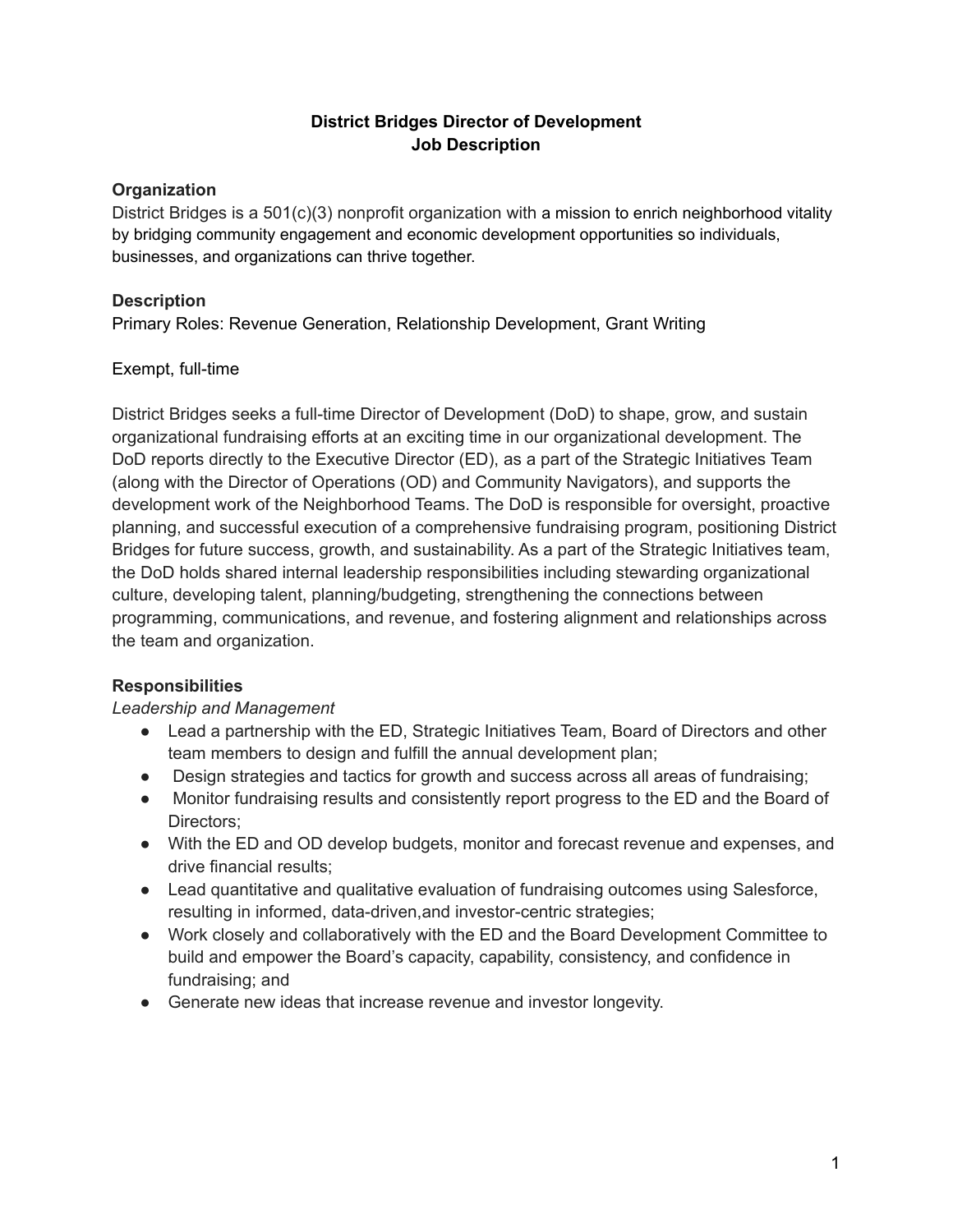# District Bridges Director of Development
# Job Description

## Organization

District Bridges is a 501(c)(3) nonprofit organization with a mission to enrich neighborhood vitality by bridging community engagement and economic development opportunities so individuals, businesses, and organizations can thrive together.

## Description

Primary Roles: Revenue Generation, Relationship Development, Grant Writing

Exempt, full-time

District Bridges seeks a full-time Director of Development (DoD) to shape, grow, and sustain organizational fundraising efforts at an exciting time in our organizational development. The DoD reports directly to the Executive Director (ED), as a part of the Strategic Initiatives Team (along with the Director of Operations (OD) and Community Navigators), and supports the development work of the Neighborhood Teams. The DoD is responsible for oversight, proactive planning, and successful execution of a comprehensive fundraising program, positioning District Bridges for future success, growth, and sustainability. As a part of the Strategic Initiatives team, the DoD holds shared internal leadership responsibilities including stewarding organizational culture, developing talent, planning/budgeting, strengthening the connections between programming, communications, and revenue, and fostering alignment and relationships across the team and organization.

## Responsibilities

*Leadership and Management*

- Lead a partnership with the ED, Strategic Initiatives Team, Board of Directors and other team members to design and fulfill the annual development plan;
- Design strategies and tactics for growth and success across all areas of fundraising;
- Monitor fundraising results and consistently report progress to the ED and the Board of Directors;
- With the ED and OD develop budgets, monitor and forecast revenue and expenses, and drive financial results;
- Lead quantitative and qualitative evaluation of fundraising outcomes using Salesforce, resulting in informed, data-driven,and investor-centric strategies;
- Work closely and collaboratively with the ED and the Board Development Committee to build and empower the Board's capacity, capability, consistency, and confidence in fundraising; and
- Generate new ideas that increase revenue and investor longevity.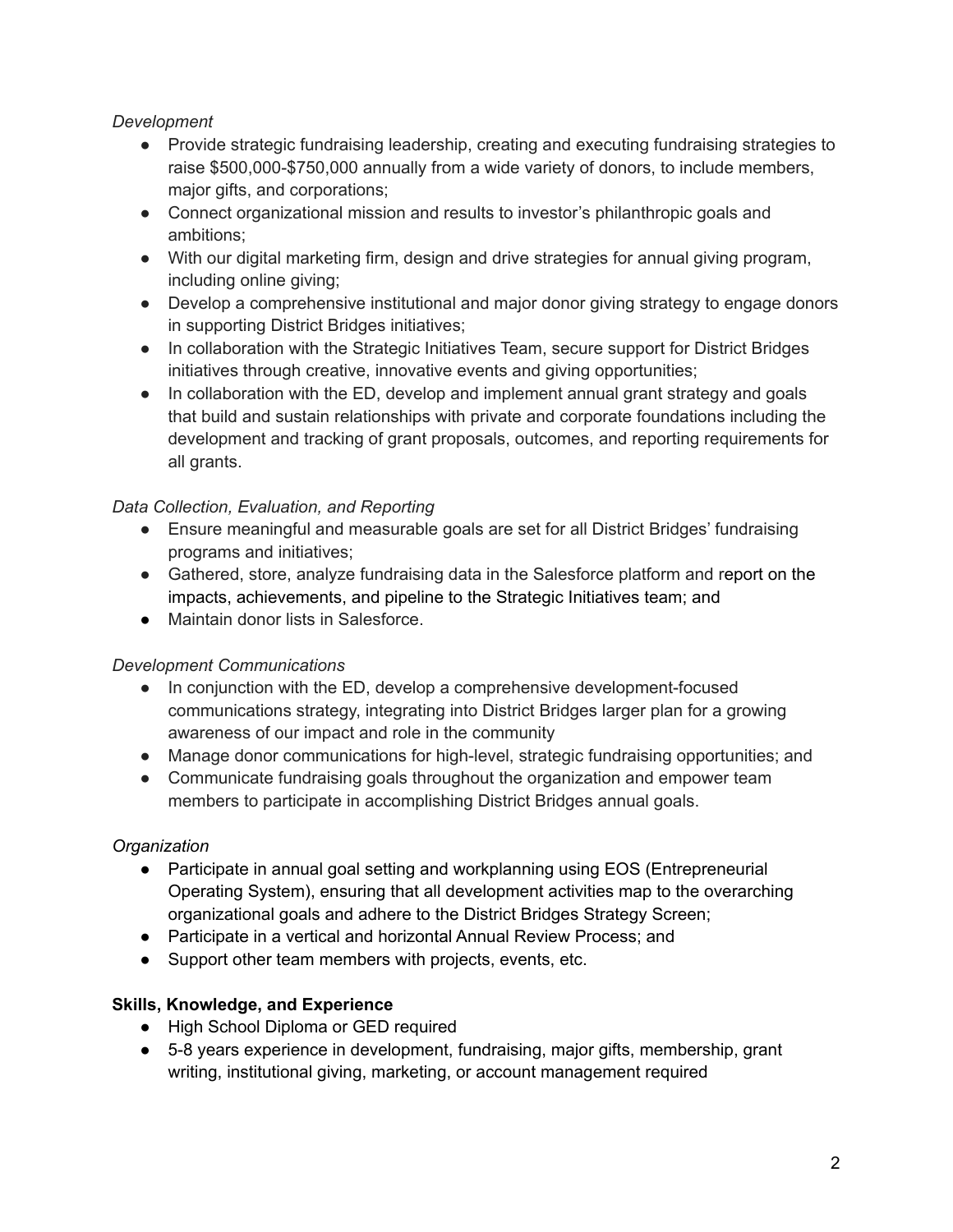*Development*

- Provide strategic fundraising leadership, creating and executing fundraising strategies to raise $500,000-$750,000 annually from a wide variety of donors, to include members, major gifts, and corporations;
- Connect organizational mission and results to investor's philanthropic goals and ambitions;
- With our digital marketing firm, design and drive strategies for annual giving program, including online giving;
- Develop a comprehensive institutional and major donor giving strategy to engage donors in supporting District Bridges initiatives;
- In collaboration with the Strategic Initiatives Team, secure support for District Bridges initiatives through creative, innovative events and giving opportunities;
- In collaboration with the ED, develop and implement annual grant strategy and goals that build and sustain relationships with private and corporate foundations including the development and tracking of grant proposals, outcomes, and reporting requirements for all grants.

*Data Collection, Evaluation, and Reporting*

- Ensure meaningful and measurable goals are set for all District Bridges' fundraising programs and initiatives;
- Gathered, store, analyze fundraising data in the Salesforce platform and report on the impacts, achievements, and pipeline to the Strategic Initiatives team; and
- Maintain donor lists in Salesforce.

*Development Communications*

- In conjunction with the ED, develop a comprehensive development-focused communications strategy, integrating into District Bridges larger plan for a growing awareness of our impact and role in the community
- Manage donor communications for high-level, strategic fundraising opportunities; and
- Communicate fundraising goals throughout the organization and empower team members to participate in accomplishing District Bridges annual goals.

*Organization*

- Participate in annual goal setting and workplanning using EOS (Entrepreneurial Operating System), ensuring that all development activities map to the overarching organizational goals and adhere to the District Bridges Strategy Screen;
- Participate in a vertical and horizontal Annual Review Process; and
- Support other team members with projects, events, etc.

**Skills, Knowledge, and Experience**

- High School Diploma or GED required
- 5-8 years experience in development, fundraising, major gifts, membership, grant writing, institutional giving, marketing, or account management required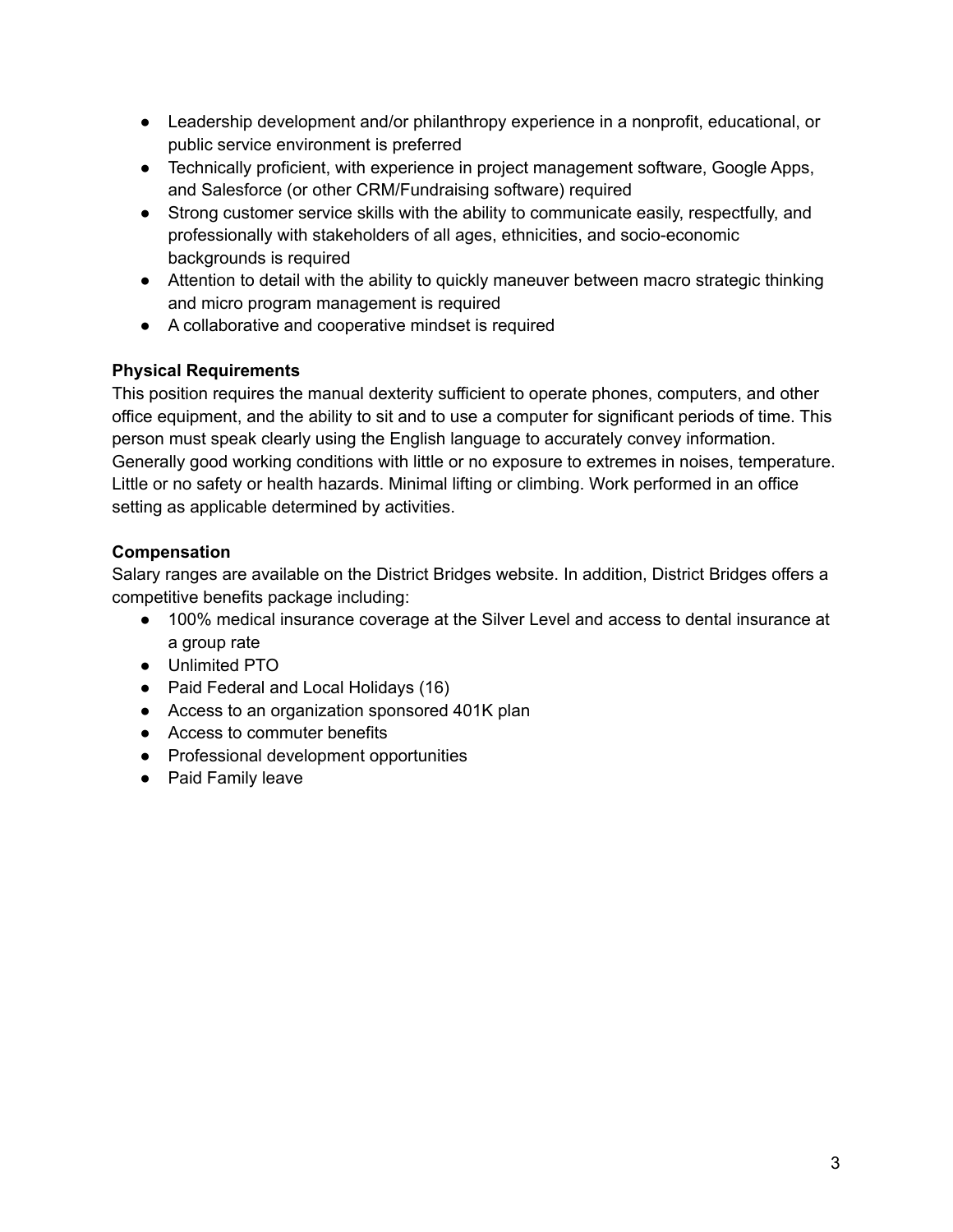- Leadership development and/or philanthropy experience in a nonprofit, educational, or public service environment is preferred
- Technically proficient, with experience in project management software, Google Apps, and Salesforce (or other CRM/Fundraising software) required
- Strong customer service skills with the ability to communicate easily, respectfully, and professionally with stakeholders of all ages, ethnicities, and socio-economic backgrounds is required
- Attention to detail with the ability to quickly maneuver between macro strategic thinking and micro program management is required
- A collaborative and cooperative mindset is required

**Physical Requirements**

This position requires the manual dexterity sufficient to operate phones, computers, and other office equipment, and the ability to sit and to use a computer for significant periods of time. This person must speak clearly using the English language to accurately convey information. Generally good working conditions with little or no exposure to extremes in noises, temperature. Little or no safety or health hazards. Minimal lifting or climbing. Work performed in an office setting as applicable determined by activities.

**Compensation**

Salary ranges are available on the District Bridges website. In addition, District Bridges offers a competitive benefits package including:

- 100% medical insurance coverage at the Silver Level and access to dental insurance at a group rate
- Unlimited PTO
- Paid Federal and Local Holidays (16)
- Access to an organization sponsored 401K plan
- Access to commuter benefits
- Professional development opportunities
- Paid Family leave